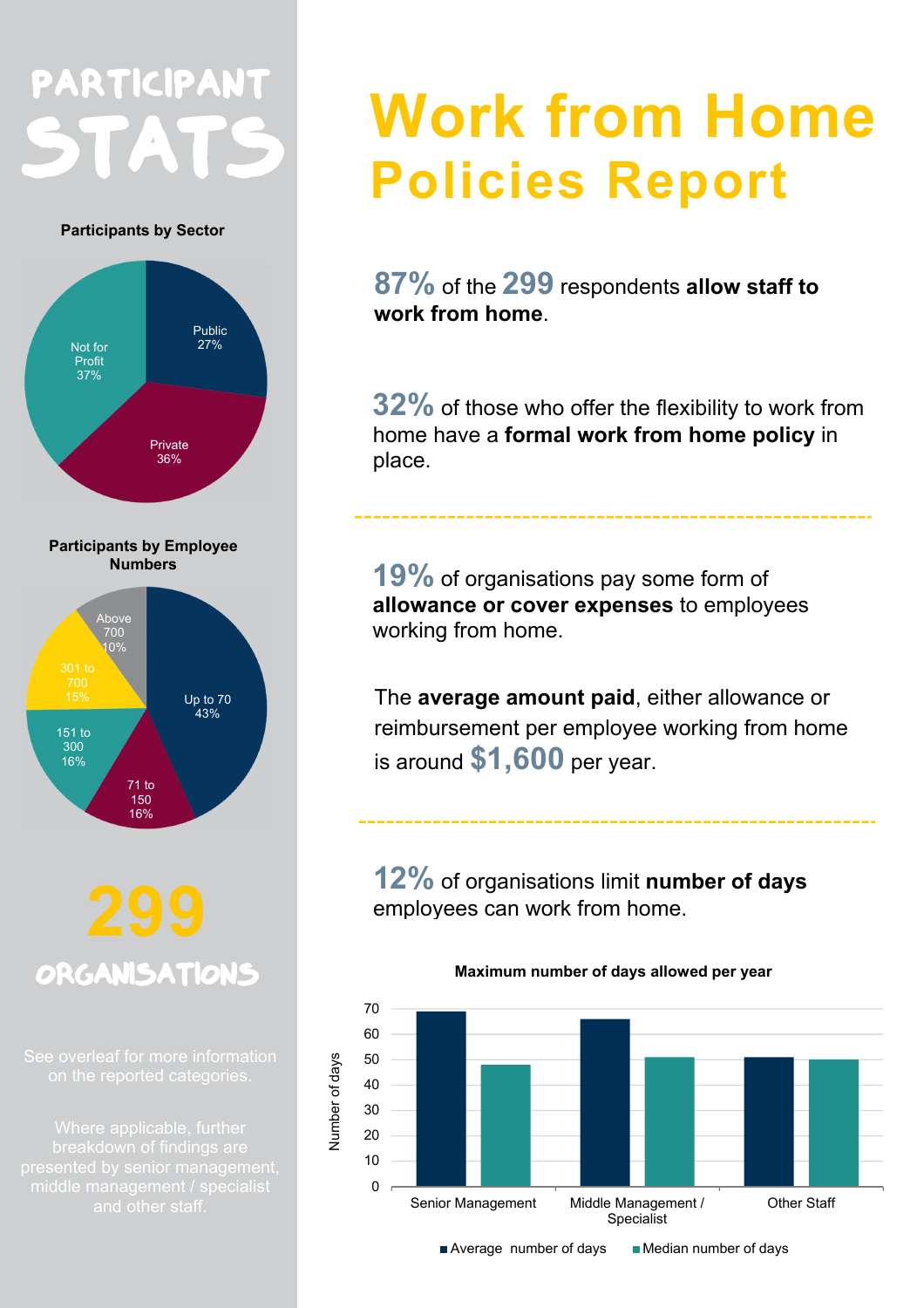# PARTICIPANT STATS

**Participants by Sector**

| Sector | % |
|---|---|
| Public | 27% |
| Private | 36% |
| Not for Profit | 37% |

**Participants by Employee Numbers**

| Employee Numbers | % |
|---|---|
| Up to 70 | 43% |
| 71 to 150 | 16% |
| 151 to 300 | 16% |
| 301 to 700 | 15% |
| Above 700 | 10% |

## 299 ORGANISATIONS

See overleaf for more information on the reported categories.

Where applicable, further breakdown of findings are presented by senior management, middle management / specialist and other staff.

# Work from Home Policies Report

**87%** of the **299** respondents **allow staff to work from home**.

**32%** of those who offer the flexibility to work from home have a **formal work from home policy** in place.

---

**19%** of organisations pay some form of **allowance or cover expenses** to employees working from home.

The **average amount paid**, either allowance or reimbursement per employee working from home is around **$1,600** per year.

---

**12%** of organisations limit **number of days** employees can work from home.

**Maximum number of days allowed per year**

| | Average number of days | Median number of days |
|---|---|---|
| Senior Management | 69 | 48 |
| Middle Management / Specialist | 66 | 51 |
| Other Staff | 51 | 50 |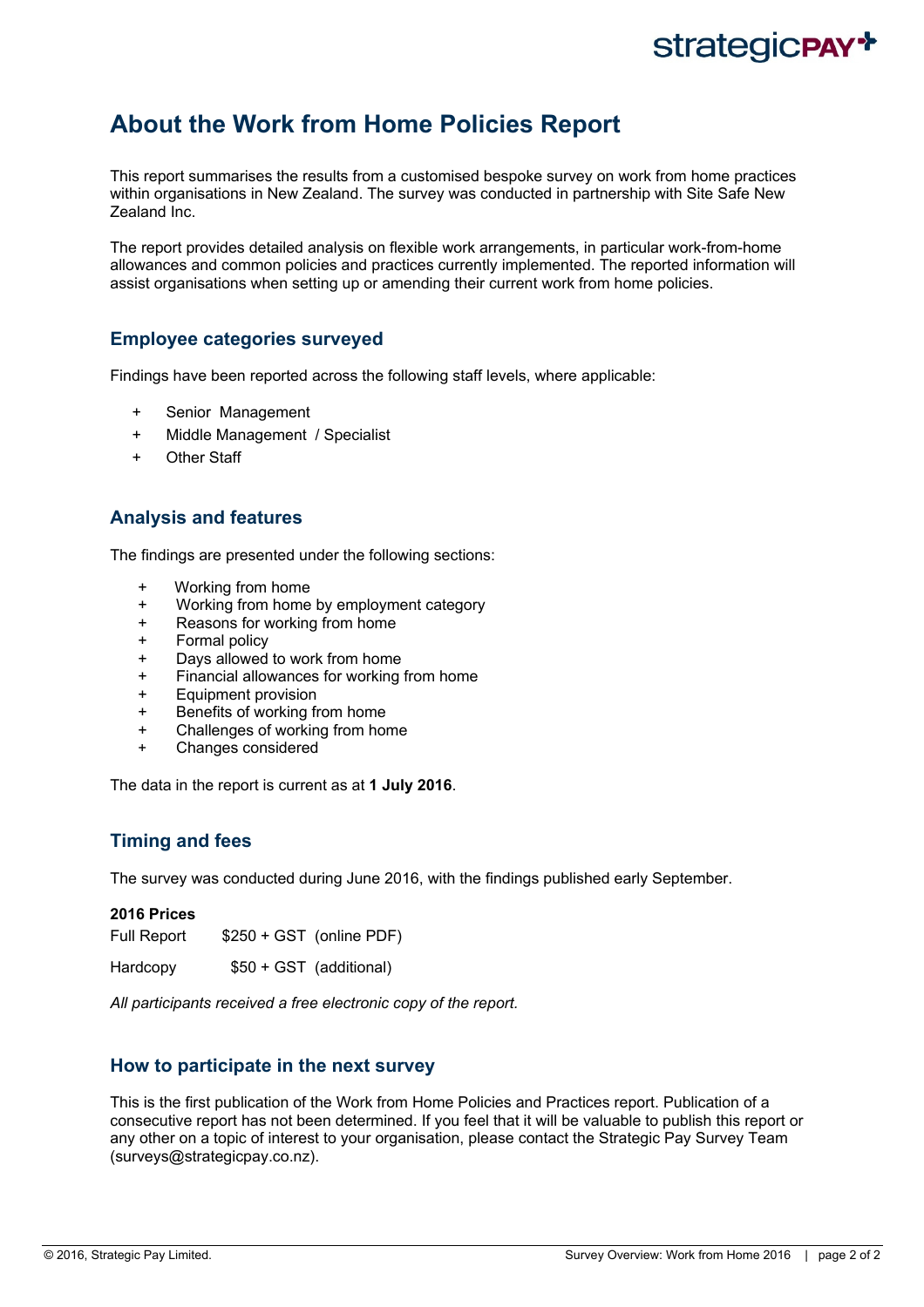# About the Work from Home Policies Report

This report summarises the results from a customised bespoke survey on work from home practices within organisations in New Zealand. The survey was conducted in partnership with Site Safe New Zealand Inc.

The report provides detailed analysis on flexible work arrangements, in particular work-from-home allowances and common policies and practices currently implemented. The reported information will assist organisations when setting up or amending their current work from home policies.

## Employee categories surveyed

Findings have been reported across the following staff levels, where applicable:

+ Senior Management
+ Middle Management / Specialist
+ Other Staff

## Analysis and features

The findings are presented under the following sections:

+ Working from home
+ Working from home by employment category
+ Reasons for working from home
+ Formal policy
+ Days allowed to work from home
+ Financial allowances for working from home
+ Equipment provision
+ Benefits of working from home
+ Challenges of working from home
+ Changes considered

The data in the report is current as at **1 July 2016**.

## Timing and fees

The survey was conducted during June 2016, with the findings published early September.

**2016 Prices**

| | |
|---|---|
| Full Report | $250 + GST (online PDF) |
| Hardcopy | $50 + GST (additional) |

*All participants received a free electronic copy of the report.*

## How to participate in the next survey

This is the first publication of the Work from Home Policies and Practices report. Publication of a consecutive report has not been determined. If you feel that it will be valuable to publish this report or any other on a topic of interest to your organisation, please contact the Strategic Pay Survey Team (surveys@strategicpay.co.nz).